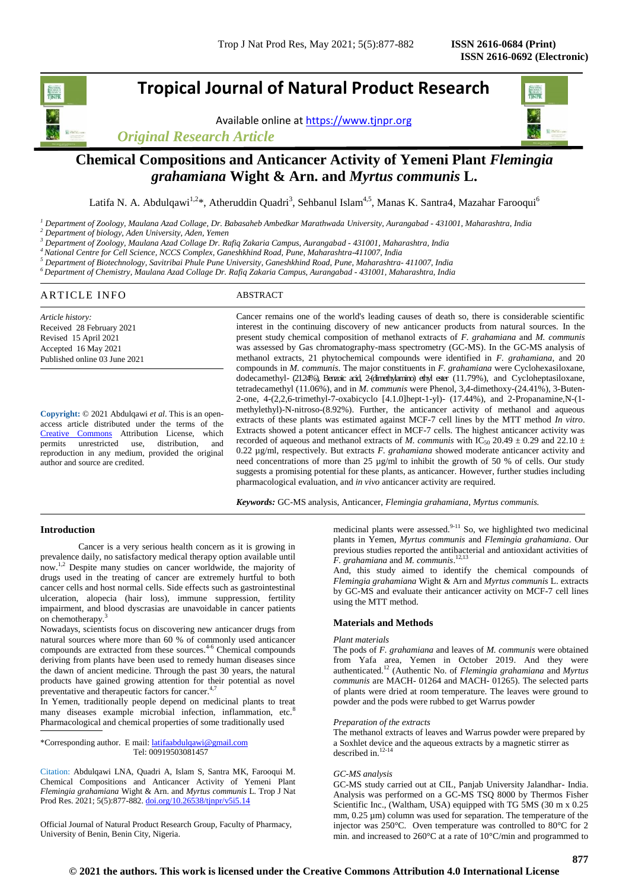# Tropical Journal of Natural Product Research

Available online at https://www.tjnpr.org

*Original Research Article*

## Chemical Compositions and Anticancer Activity of Yemeni Plant *Flemingia grahamiana* Wight & Arn. and *Myrtus communis* L.

Latifa N. A. Abdulqawi[1,2]*, Atheruddin Quadri[3], Sehbanul Islam[4,5], Manas K. Santra4, Mazahar Farooqui[6]

[1] Department of Zoology, Maulana Azad Collage, Dr. Babasaheb Ambedkar Marathwada University, Aurangabad - 431001, Maharashtra, India
[2] Department of biology, Aden University, Aden, Yemen
[3] Department of Zoology, Maulana Azad Collage Dr. Rafiq Zakaria Campus, Aurangabad - 431001, Maharashtra, India
[4] National Centre for Cell Science, NCCS Complex, Ganeshkhind Road, Pune, Maharashtra-411007, India
[5] Department of Biotechnology, Savitribai Phule Pune University, Ganeshkhind Road, Pune, Maharashtra- 411007, India
[6] Department of Chemistry, Maulana Azad Collage Dr. Rafiq Zakaria Campus, Aurangabad - 431001, Maharashtra, India

### ARTICLE INFO

*Article history:*
Received 28 February 2021
Revised 15 April 2021
Accepted 16 May 2021
Published online 03 June 2021

**Copyright:** © 2021 Abdulqawi *et al*. This is an open-access article distributed under the terms of the Creative Commons Attribution License, which permits unrestricted use, distribution, and reproduction in any medium, provided the original author and source are credited.

### ABSTRACT

Cancer remains one of the world's leading causes of death so, there is considerable scientific interest in the continuing discovery of new anticancer products from natural sources. In the present study chemical composition of methanol extracts of *F. grahamiana* and *M. communis* was assessed by Gas chromatography-mass spectrometry (GC-MS). In the GC-MS analysis of methanol extracts, 21 phytochemical compounds were identified in *F. grahamiana*, and 20 compounds in *M. communis*. The major constituents in *F. grahamiana* were Cyclohexasiloxane, dodecamethyl- (21.24%), Benzoic acid, 2-(dimethylamino) ethyl ester (11.79%), and Cycloheptasiloxane, tetradecamethyl (11.06%), and in *M. communis* were Phenol, 3,4-dimethoxy-(24.41%), 3-Buten-2-one, 4-(2,2,6-trimethyl-7-oxabicyclo [4.1.0]hept-1-yl)- (17.44%), and 2-Propanamine,N-(1-methylethyl)-N-nitroso-(8.92%). Further, the anticancer activity of methanol and aqueous extracts of these plants was estimated against MCF-7 cell lines by the MTT method *In vitro*. Extracts showed a potent anticancer effect in MCF-7 cells. The highest anticancer activity was recorded of aqueous and methanol extracts of *M. communis* with $IC_{50}$ 20.49 ± 0.29 and 22.10 ± 0.22 µg/ml, respectively. But extracts *F. grahamiana* showed moderate anticancer activity and need concentrations of more than 25 µg/ml to inhibit the growth of 50 % of cells. Our study suggests a promising potential for these plants, as anticancer. However, further studies including pharmacological evaluation, and *in vivo* anticancer activity are required.

***Keywords:*** GC-MS analysis, Anticancer, *Flemingia grahamiana*, *Myrtus communis.*

## Introduction

Cancer is a very serious health concern as it is growing in prevalence daily, no satisfactory medical therapy option available until now.[1,2] Despite many studies on cancer worldwide, the majority of drugs used in the treating of cancer are extremely hurtful to both cancer cells and host normal cells. Side effects such as gastrointestinal ulceration, alopecia (hair loss), immune suppression, fertility impairment, and blood dyscrasias are unavoidable in cancer patients on chemotherapy.[3]

Nowadays, scientists focus on discovering new anticancer drugs from natural sources where more than 60 % of commonly used anticancer compounds are extracted from these sources.[4-6] Chemical compounds deriving from plants have been used to remedy human diseases since the dawn of ancient medicine. Through the past 30 years, the natural products have gained growing attention for their potential as novel preventative and therapeutic factors for cancer.[4,7]

In Yemen, traditionally people depend on medicinal plants to treat many diseases example microbial infection, inflammation, etc.[8] Pharmacological and chemical properties of some traditionally used medicinal plants were assessed.[9-11] So, we highlighted two medicinal plants in Yemen, *Myrtus communis* and *Flemingia grahamiana*. Our previous studies reported the antibacterial and antioxidant activities of *F. grahamiana* and *M. communis*.[12,13]

And, this study aimed to identify the chemical compounds of *Flemingia grahamiana* Wight & Arn and *Myrtus communis* L. extracts by GC-MS and evaluate their anticancer activity on MCF-7 cell lines using the MTT method.

*Corresponding author. E mail: latifaabdulqawi@gmail.com
Tel: 00919503081457

Citation: Abdulqawi LNA, Quadri A, Islam S, Santra MK, Farooqui M. Chemical Compositions and Anticancer Activity of Yemeni Plant *Flemingia grahamiana* Wight & Arn. and *Myrtus communis* L. Trop J Nat Prod Res. 2021; 5(5):877-882. doi.org/10.26538/tjnpr/v5i5.14

Official Journal of Natural Product Research Group, Faculty of Pharmacy, University of Benin, Benin City, Nigeria.

## Materials and Methods

*Plant materials*

The pods of *F. grahamiana* and leaves of *M. communis* were obtained from Yafa area, Yemen in October 2019. And they were authenticated.[12] (Authentic No. of *Flemingia grahamiana* and *Myrtus communis* are MACH- 01264 and MACH- 01265). The selected parts of plants were dried at room temperature. The leaves were ground to powder and the pods were rubbed to get Warrus powder

*Preparation of the extracts*

The methanol extracts of leaves and Warrus powder were prepared by a Soxhlet device and the aqueous extracts by a magnetic stirrer as described in.[12-14]

*GC-MS analysis*

GC-MS study carried out at CIL, Panjab University Jalandhar- India. Analysis was performed on a GC-MS TSQ 8000 by Thermos Fisher Scientific Inc., (Waltham, USA) equipped with TG 5MS (30 m x 0.25 mm, 0.25 µm) column was used for separation. The temperature of the injector was 250°C. Oven temperature was controlled to 80°C for 2 min. and increased to 260°C at a rate of 10°C/min and programmed to

**© 2021 the authors. This work is licensed under the Creative Commons Attribution 4.0 International License**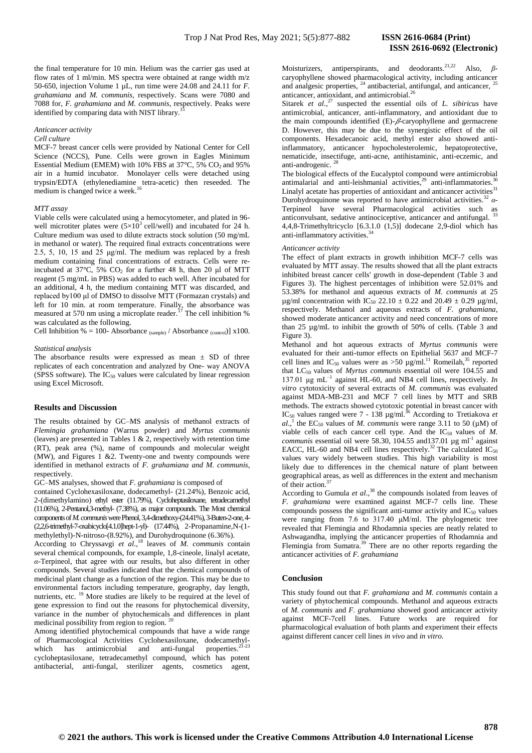the final temperature for 10 min. Helium was the carrier gas used at flow rates of 1 ml/min. MS spectra were obtained at range width m/z 50-650, injection Volume 1 µL, run time were 24.08 and 24.11 for *F. grahamiana* and *M. communis*, respectively. Scans were 7080 and 7088 for, *F. grahamiana* and *M. communis*, respectively. Peaks were identified by comparing data with NIST library.[15]

### *Anticancer activity*

*Cell culture*

MCF-7 breast cancer cells were provided by National Center for Cell Science (NCCS), Pune. Cells were grown in Eagles Minimum Essential Medium (EMEM) with 10% FBS at 37°C, 5% $CO_2$ and 95% air in a humid incubator. Monolayer cells were detached using trypsin/EDTA (ethylenediamine tetra-acetic) then reseeded. The medium is changed twice a week.[16]

*MTT assay*

Viable cells were calculated using a hemocytometer, and plated in 96-well microtiter plates were ($5\times10^3$ cell/well) and incubated for 24 h. Culture medium was used to dilute extracts stock solution (50 mg/mL in methanol or water). The required final extracts concentrations were 2.5, 5, 10, 15 and 25 µg/ml. The medium was replaced by a fresh medium containing final concentrations of extracts. Cells were re-incubated at 37°C, 5% $CO_2$ for a further 48 h, then 20 µl of MTT reagent (5 mg/mL in PBS) was added to each well. After incubated for an additional, 4 h, the medium containing MTT was discarded, and replaced by100 µl of DMSO to dissolve MTT (Formazan crystals) and left for 10 min. at room temperature. Finally, the absorbance was measured at 570 nm using a microplate reader.[17] The cell inhibition % was calculated as the following.

Cell Inhibition % = 100- Absorbance $_{(sample)}$ / Absorbance $_{(control)}$)] x100.

*Statistical analysis*

The absorbance results were expressed as mean ± SD of three replicates of each concentration and analyzed by One- way ANOVA (SPSS software). The $IC_{50}$ values were calculated by linear regression using Excel Microsoft.

## Results and Discussion

The results obtained by GC–MS analysis of methanol extracts of *Flemingia grahamiana* (Warrus powder) and *Myrtus communis* (leaves) are presented in Tables 1 & 2, respectively with retention time (RT), peak area (%), name of compounds and molecular weight (MW), and Figures 1 &2. Twenty-one and twenty compounds were identified in methanol extracts of *F. grahamiana and M. communis*, respectively.

GC–MS analyses, showed that *F. grahamiana* is composed of contained Cyclohexasiloxane, dodecamethyl- (21.24%), Benzoic acid, 2-(dimethylamino) ethyl ester (11.79%), Cycloheptasiloxane, tetradecamethyl (11.06%), 2-Pentanol,3-methyl- (7.38%), as major compounds. The Most chemical components of *M. communis* were Phenol, 3,4-dimethoxy-(24.41%), 3-Buten-2-one, 4-(2,2,6-trimethyl-7-oxabicyclo[4.1.0]hept-1-yl)- (17.44%), 2-Propanamine,N-(1-methylethyl)-N-nitroso-(8.92%), and Durohydroquinone (6.36%).

According to Chryssavgi *et al.*,[18] leaves of *M. communis* contain several chemical compounds, for example, 1,8-cineole, linalyl acetate, *α*-Terpineol, that agree with our results, but also different in other compounds. Several studies indicated that the chemical compounds of medicinal plant change as a function of the region. This may be due to environmental factors including temperature, geography, day length, nutrients, etc. [19] More studies are likely to be required at the level of gene expression to find out the reasons for phytochemical diversity, variance in the number of phytochemicals and differences in plant medicinal possibility from region to region. [20]

Among identified phytochemical compounds that have a wide range of Pharmacological Activities Cyclohexasiloxane, dodecamethyl- which has antimicrobial and anti-fungal properties.[21-23] cycloheptasiloxane, tetradecamethyl compound, which has potent antibacterial, anti-fungal, sterilizer agents, cosmetics agent, Moisturizers, antiperspirants, and deodorants.[21,22] Also, *β*-caryophyllene showed pharmacological activity, including anticancer and analgesic properties, [24] antibacterial, antifungal, and anticancer, [25] anticancer, antioxidant, and antimicrobial.[26]

Sitarek *et al.*,[27] suspected the essential oils of *L. sibiricus* have antimicrobial, anticancer, anti-inflammatory, and antioxidant due to the main compounds identified (E)-*β*-caryophyllene and germacrene D. However, this may be due to the synergistic effect of the oil components. Hexadecanoic acid, methyl ester also showed anti-inflammatory, anticancer hypocholesterolemic, hepatoprotective, nematicide, insectifuge, anti-acne, antihistaminic, anti-eczemic, and anti-androgenic. [28]

The biological effects of the Eucalyptol compound were antimicrobial antimalarial and anti-leishmanial activities,[29] anti-inflammatories.[30] Linalyl acetate has properties of antioxidant and anticancer activities[31] Durohydroquinone was reported to have antimicrobial activities.[32] *α*-Terpineol have several Pharmacological activities such as anticonvulsant, sedative antinociceptive, anticancer and antifungal. [33] 4,4,8-Trimethyltricyclo [6.3.1.0 (1,5)] dodecane 2,9-diol which has anti-inflammatory activities.[34]

*Anticancer activity*

The effect of plant extracts in growth inhibition MCF-7 cells was evaluated by MTT assay. The results showed that all the plant extracts inhibited breast cancer cells' growth in dose-dependent (Table 3 and Figures 3). The highest percentages of inhibition were 52.01% and 53.38% for methanol and aqueous extracts of *M. communis* at 25 µg/ml concentration with $IC_{50}$ 22.10 ± 0.22 and 20.49 ± 0.29 µg/ml, respectively. Methanol and aqueous extracts of *F. grahamiana*, showed moderate anticancer activity and need concentrations of more than 25 µg/mL to inhibit the growth of 50% of cells. (Table 3 and Figure 3).

Methanol and hot aqueous extracts of *Myrtus communis* were evaluated for their anti-tumor effects on Epithelial 5637 and MCF-7 cell lines and $IC_{50}$ values were as >50 µg/ml.[11] Romeilah,[35] reported that $LC_{50}$ values of *Myrtus communis* essential oil were 104.55 and 137.01 µg mL$^{-1}$ against HL-60, and NB4 cell lines, respectively. *In vitro* cytotoxicity of several extracts of *M. communis* was evaluated against MDA-MB-231 and MCF 7 cell lines by MTT and SRB methods. The extracts showed cytotoxic potential in breast cancer with $IC_{50}$ values ranged were 7 - 138 µg/ml.[36] According to Tretiakova *et al.*,[1] the $EC_{50}$ values of *M. communis* were range 3.11 to 50 (µM) of viable cells of each cancer cell type. And the $IC_{50}$ values of *M. communis* essential oil were 58.30, 104.55 and137.01 µg ml$^{-1}$ against EACC, HL-60 and NB4 cell lines respectively.[32] The calculated $IC_{50}$ values vary widely between studies. This high variability is most likely due to differences in the chemical nature of plant between geographical areas, as well as differences in the extent and mechanism of their action.[37]

According to Gumula *et al.*,[38] the compounds isolated from leaves of *F. grahamiana* were examined against MCF-7 cells line. These compounds possess the significant anti-tumor activity and $IC_{50}$ values were ranging from 7.6 to 317.40 µM/ml. The phylogenetic tree revealed that Flemingia and Rhodamnia species are neatly related to Ashwagandha, implying the anticancer properties of Rhodamnia and Flemingia from Sumatra.[39] There are no other reports regarding the anticancer activities of *F. grahamiana*

## Conclusion

This study found out that *F. grahamiana* and *M. communis* contain a variety of phytochemical compounds. Methanol and aqueous extracts of *M. communis* and *F. grahamiana* showed good anticancer activity against MCF-7cell lines. Future works are required for pharmacological evaluation of both plants and experiment their effects against different cancer cell lines *in vivo* and *in vitro.*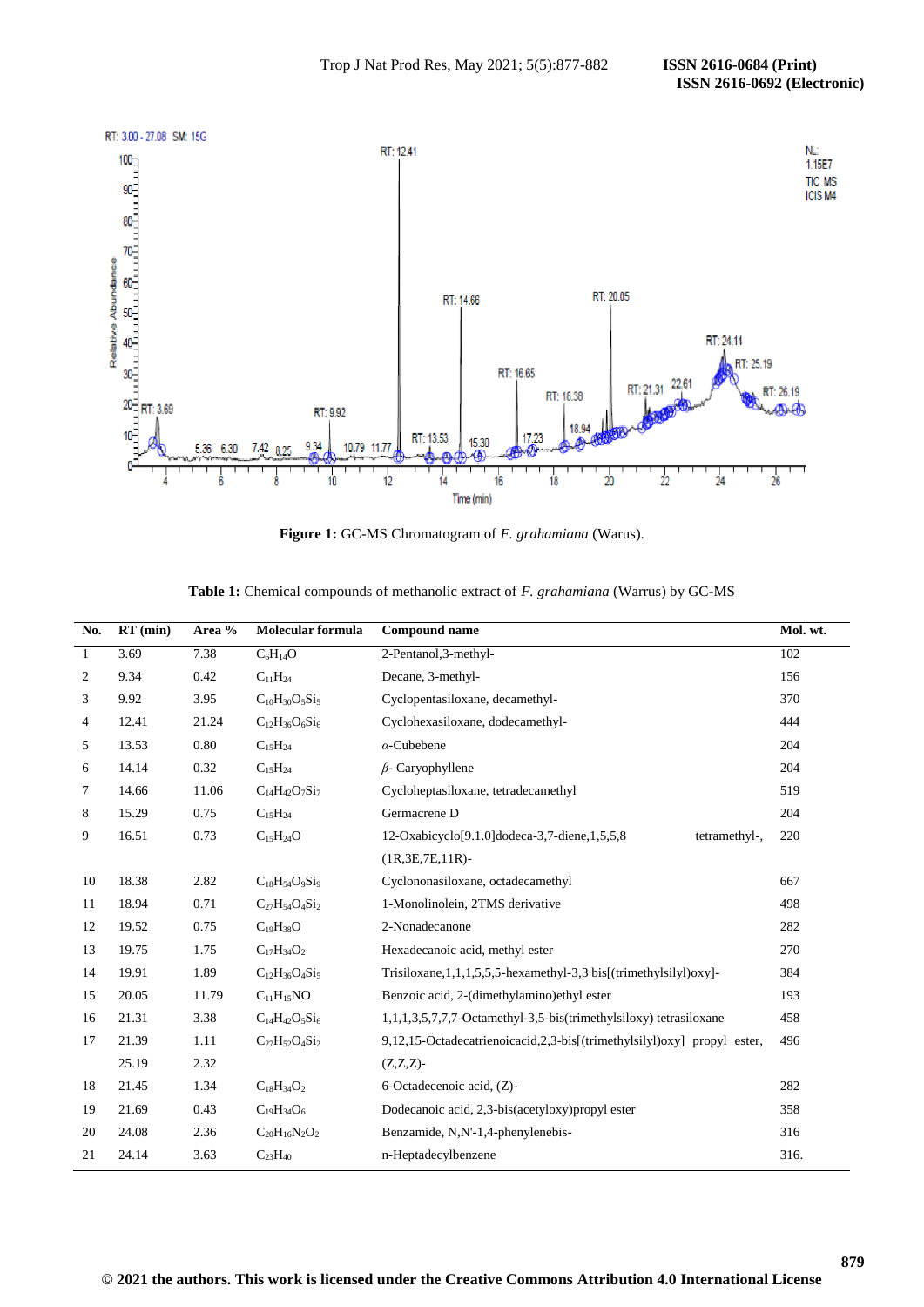RT: 3.00 - 27.08 SM: 15G

NL: 1.15E7
TIC MS
ICIS M4

Relative Abundance

100
90
80
70
60
50
40
30
20
10
0

RT: 12.41
RT: 14.66
RT: 20.05
RT: 24.14
RT: 25.19
RT: 16.65
RT: 18.38
RT: 21.31
22.61
RT: 26.19
RT: 3.69
RT: 9.92
18.94
RT: 13.53
15.30
17.23
5.36
6.30
7.42
8.25
9.34
10.79
11.77

4 6 8 10 12 14 16 18 20 22 24 26

Time (min)

**Figure 1:** GC-MS Chromatogram of *F. grahamiana* (Warus).

**Table 1:** Chemical compounds of methanolic extract of *F. grahamiana* (Warrus) by GC-MS

| No. | RT (min) | Area % | Molecular formula | Compound name | Mol. wt. |
|---|---|---|---|---|---|
| 1 | 3.69 | 7.38 | $C_6H_{14}O$ | 2-Pentanol,3-methyl- | 102 |
| 2 | 9.34 | 0.42 | $C_{11}H_{24}$ | Decane, 3-methyl- | 156 |
| 3 | 9.92 | 3.95 | $C_{10}H_{30}O_5Si_5$ | Cyclopentasiloxane, decamethyl- | 370 |
| 4 | 12.41 | 21.24 | $C_{12}H_{36}O_6Si_6$ | Cyclohexasiloxane, dodecamethyl- | 444 |
| 5 | 13.53 | 0.80 | $C_{15}H_{24}$ | *α*-Cubebene | 204 |
| 6 | 14.14 | 0.32 | $C_{15}H_{24}$ | *β*- Caryophyllene | 204 |
| 7 | 14.66 | 11.06 | $C_{14}H_{42}O_7Si_7$ | Cycloheptasiloxane, tetradecamethyl | 519 |
| 8 | 15.29 | 0.75 | $C_{15}H_{24}$ | Germacrene D | 204 |
| 9 | 16.51 | 0.73 | $C_{15}H_{24}O$ | 12-Oxabicyclo[9.1.0]dodeca-3,7-diene,1,5,5,8 tetramethyl-, (1R,3E,7E,11R)- | 220 |
| 10 | 18.38 | 2.82 | $C_{18}H_{54}O_9Si_9$ | Cyclononasiloxane, octadecamethyl | 667 |
| 11 | 18.94 | 0.71 | $C_{27}H_{54}O_4Si_2$ | 1-Monolinolein, 2TMS derivative | 498 |
| 12 | 19.52 | 0.75 | $C_{19}H_{38}O$ | 2-Nonadecanone | 282 |
| 13 | 19.75 | 1.75 | $C_{17}H_{34}O_2$ | Hexadecanoic acid, methyl ester | 270 |
| 14 | 19.91 | 1.89 | $C_{12}H_{36}O_4Si_5$ | Trisiloxane,1,1,1,5,5,5-hexamethyl-3,3 bis[(trimethylsilyl)oxy]- | 384 |
| 15 | 20.05 | 11.79 | $C_{11}H_{15}NO$ | Benzoic acid, 2-(dimethylamino)ethyl ester | 193 |
| 16 | 21.31 | 3.38 | $C_{14}H_{42}O_5Si_6$ | 1,1,1,3,5,7,7,7-Octamethyl-3,5-bis(trimethylsiloxy) tetrasiloxane | 458 |
| 17 | 21.39<br>25.19 | 1.11<br>2.32 | $C_{27}H_{52}O_4Si_2$ | 9,12,15-Octadecatrienoicacid,2,3-bis[(trimethylsilyl)oxy] propyl ester, (Z,Z,Z)- | 496 |
| 18 | 21.45 | 1.34 | $C_{18}H_{34}O_2$ | 6-Octadecenoic acid, (Z)- | 282 |
| 19 | 21.69 | 0.43 | $C_{19}H_{34}O_6$ | Dodecanoic acid, 2,3-bis(acetyloxy)propyl ester | 358 |
| 20 | 24.08 | 2.36 | $C_{20}H_{16}N_2O_2$ | Benzamide, N,N'-1,4-phenylenebis- | 316 |
| 21 | 24.14 | 3.63 | $C_{23}H_{40}$ | n-Heptadecylbenzene | 316. |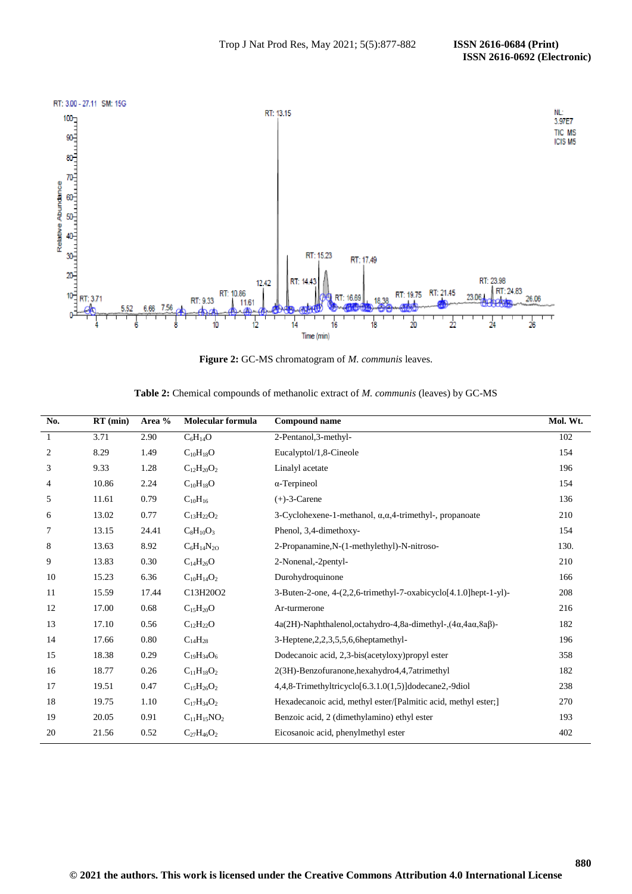RT: 3.00 - 27.11 SM: 15G

NL: 3.97E7
TIC MS
ICIS M5

RT: 13.15
RT: 15.23
RT: 17.49
RT: 14.43
12.42
RT: 10.86
11.61
RT: 9.33
RT: 3.71
5.52
6.66
7.56
RT: 16.69
18.38
RT: 19.75
RT: 21.45
23.06
RT: 23.98
RT: 24.83
26.06

Relative Abundance
0 10 20 30 40 50 60 70 80 90 100

Time (min)
4 6 8 10 12 14 16 18 20 22 24 26

**Figure 2:** GC-MS chromatogram of *M. communis* leaves.

**Table 2:** Chemical compounds of methanolic extract of *M. communis* (leaves) by GC-MS

| No. | RT (min) | Area % | Molecular formula | Compound name | Mol. Wt. |
|---|---|---|---|---|---|
| 1 | 3.71 | 2.90 | $C_6H_{14}O$ | 2-Pentanol,3-methyl- | 102 |
| 2 | 8.29 | 1.49 | $C_{10}H_{18}O$ | Eucalyptol/1,8-Cineole | 154 |
| 3 | 9.33 | 1.28 | $C_{12}H_{20}O_2$ | Linalyl acetate | 196 |
| 4 | 10.86 | 2.24 | $C_{10}H_{18}O$ | α-Terpineol | 154 |
| 5 | 11.61 | 0.79 | $C_{10}H_{16}$ | (+)-3-Carene | 136 |
| 6 | 13.02 | 0.77 | $C_{13}H_{22}O_2$ | 3-Cyclohexene-1-methanol, α,α,4-trimethyl-, propanoate | 210 |
| 7 | 13.15 | 24.41 | $C_8H_{10}O_3$ | Phenol, 3,4-dimethoxy- | 154 |
| 8 | 13.63 | 8.92 | $C_6H_{14}N_{2O}$ | 2-Propanamine,N-(1-methylethyl)-N-nitroso- | 130. |
| 9 | 13.83 | 0.30 | $C_{14}H_{26}O$ | 2-Nonenal,-2pentyl- | 210 |
| 10 | 15.23 | 6.36 | $C_{10}H_{14}O_2$ | Durohydroquinone | 166 |
| 11 | 15.59 | 17.44 | C13H20O2 | 3-Buten-2-one, 4-(2,2,6-trimethyl-7-oxabicyclo[4.1.0]hept-1-yl)- | 208 |
| 12 | 17.00 | 0.68 | $C_{15}H_{20}O$ | Ar-turmerone | 216 |
| 13 | 17.10 | 0.56 | $C_{12}H_{22}O$ | 4a(2H)-Naphthalenol,octahydro-4,8a-dimethyl-,(4α,4aα,8aβ)- | 182 |
| 14 | 17.66 | 0.80 | $C_{14}H_{28}$ | 3-Heptene,2,2,3,5,5,6,6heptamethyl- | 196 |
| 15 | 18.38 | 0.29 | $C_{19}H_{34}O_6$ | Dodecanoic acid, 2,3-bis(acetyloxy)propyl ester | 358 |
| 16 | 18.77 | 0.26 | $C_{11}H_{18}O_2$ | 2(3H)-Benzofuranone,hexahydro4,4,7atrimethyl | 182 |
| 17 | 19.51 | 0.47 | $C_{15}H_{26}O_2$ | 4,4,8-Trimethyltricyclo[6.3.1.0(1,5)]dodecane2,-9diol | 238 |
| 18 | 19.75 | 1.10 | $C_{17}H_{34}O_2$ | Hexadecanoic acid, methyl ester/[Palmitic acid, methyl ester;] | 270 |
| 19 | 20.05 | 0.91 | $C_{11}H_{15}NO_2$ | Benzoic acid, 2 (dimethylamino) ethyl ester | 193 |
| 20 | 21.56 | 0.52 | $C_{27}H_{46}O_2$ | Eicosanoic acid, phenylmethyl ester | 402 |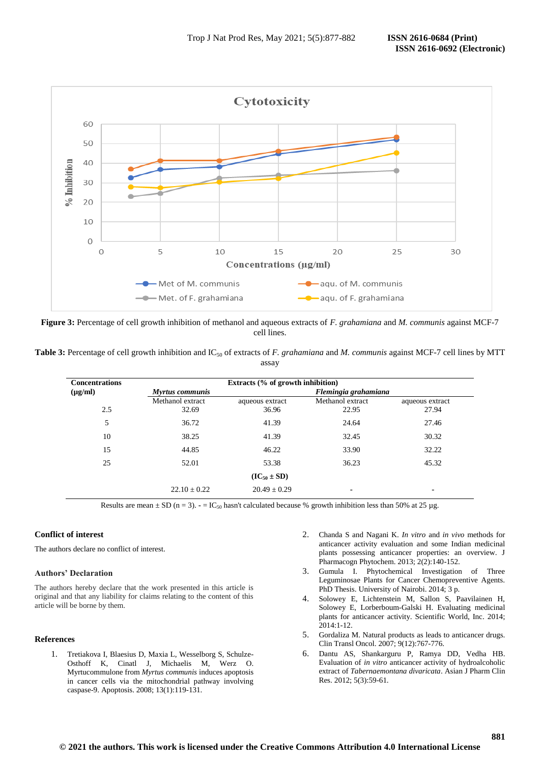Cytotoxicity

60
50
40
30
20
10
0

% Inhibition

0 5 10 15 20 25 30

Concentrations (µg/ml)

Met of M. communis
aqu. of M. communis
Met. of F. grahamiana
aqu. of F. grahamiana

**Figure 3:** Percentage of cell growth inhibition of methanol and aqueous extracts of *F. grahamiana* and *M. communis* against MCF-7 cell lines.

**Table 3:** Percentage of cell growth inhibition and $IC_{50}$ of extracts of *F. grahamiana* and *M. communis* against MCF-7 cell lines by MTT assay

| Concentrations (µg/ml) | Extracts (% of growth inhibition) | | | |
|---|---|---|---|---|
| | ***Myrtus communis*** | | ***Flemingia grahamiana*** | |
| | Methanol extract | aqueous extract | Methanol extract | aqueous extract |
| 2.5 | 32.69 | 36.96 | 22.95 | 27.94 |
| 5 | 36.72 | 41.39 | 24.64 | 27.46 |
| 10 | 38.25 | 41.39 | 32.45 | 30.32 |
| 15 | 44.85 | 46.22 | 33.90 | 32.22 |
| 25 | 52.01 | 53.38 | 36.23 | 45.32 |
| | **($IC_{50}$ ± SD)** | | | |
| | 22.10 ± 0.22 | 20.49 ± 0.29 | - | - |

Results are mean ± SD (n = 3). - = $IC_{50}$ hasn't calculated because % growth inhibition less than 50% at 25 µg.

## Conflict of interest

The authors declare no conflict of interest.

## Authors' Declaration

The authors hereby declare that the work presented in this article is original and that any liability for claims relating to the content of this article will be borne by them.

## References

1. Tretiakova I, Blaesius D, Maxia L, Wesselborg S, Schulze-Osthoff K, Cinatl J, Michaelis M, Werz O. Myrtucommulone from *Myrtus communis* induces apoptosis in cancer cells via the mitochondrial pathway involving caspase-9. Apoptosis. 2008; 13(1):119-131.
2. Chanda S and Nagani K. *In vitro* and *in vivo* methods for anticancer activity evaluation and some Indian medicinal plants possessing anticancer properties: an overview. J Pharmacogn Phytochem. 2013; 2(2):140-152.
3. Gumula I. Phytochemical Investigation of Three Leguminosae Plants for Cancer Chemopreventive Agents. PhD Thesis. University of Nairobi. 2014; 3 p.
4. Solowey E, Lichtenstein M, Sallon S, Paavilainen H, Solowey E, Lorberboum-Galski H. Evaluating medicinal plants for anticancer activity. Scientific World, Inc. 2014; 2014:1-12.
5. Gordaliza M. Natural products as leads to anticancer drugs. Clin Transl Oncol. 2007; 9(12):767-776.
6. Dantu AS, Shankarguru P, Ramya DD, Vedha HB. Evaluation of *in vitro* anticancer activity of hydroalcoholic extract of *Tabernaemontana divaricata*. Asian J Pharm Clin Res. 2012; 5(3):59-61.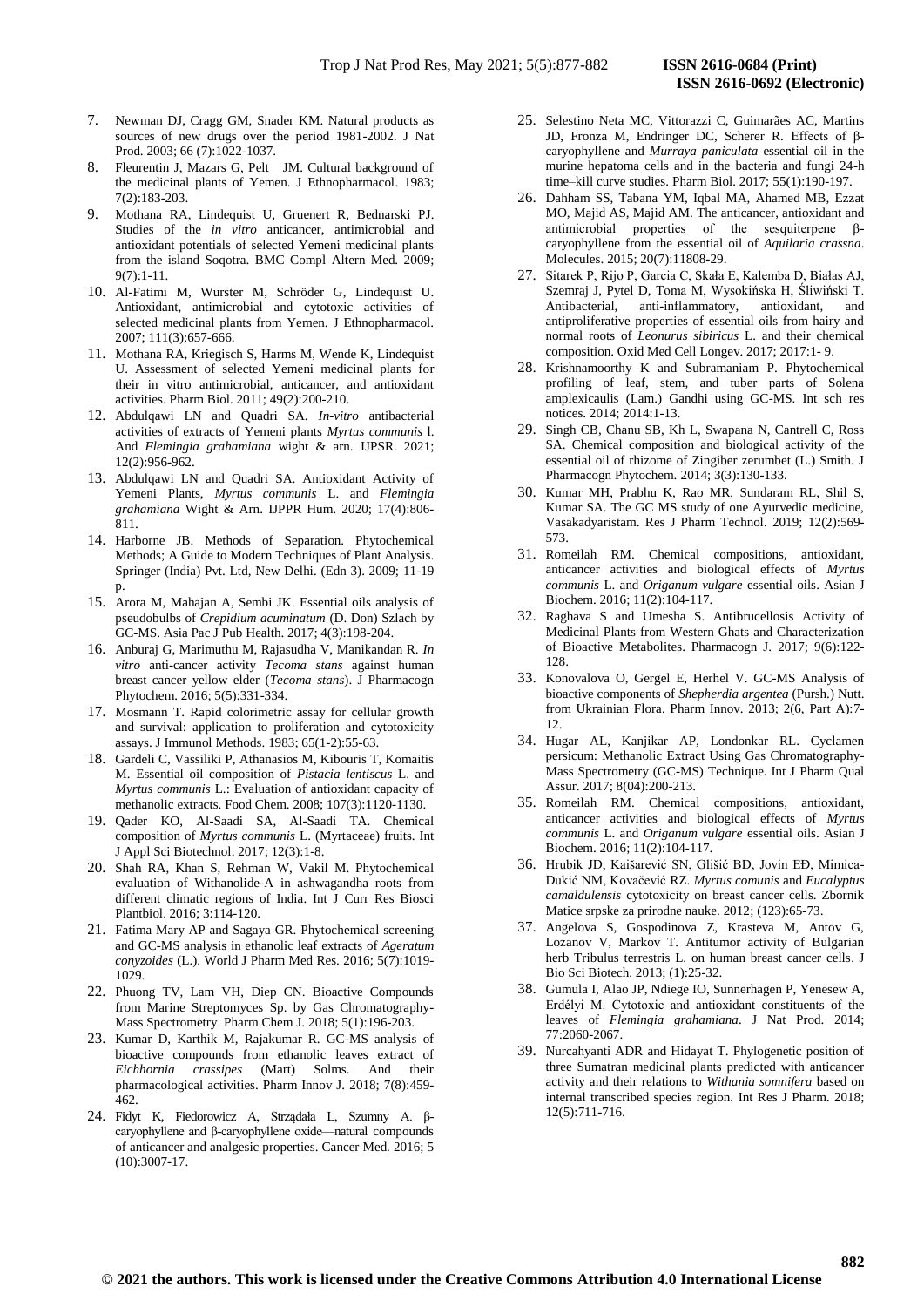7. Newman DJ, Cragg GM, Snader KM. Natural products as sources of new drugs over the period 1981-2002. J Nat Prod. 2003; 66 (7):1022-1037.
8. Fleurentin J, Mazars G, Pelt JM. Cultural background of the medicinal plants of Yemen. J Ethnopharmacol. 1983; 7(2):183-203.
9. Mothana RA, Lindequist U, Gruenert R, Bednarski PJ. Studies of the *in vitro* anticancer, antimicrobial and antioxidant potentials of selected Yemeni medicinal plants from the island Soqotra. BMC Compl Altern Med. 2009; 9(7):1-11.
10. Al-Fatimi M, Wurster M, Schröder G, Lindequist U. Antioxidant, antimicrobial and cytotoxic activities of selected medicinal plants from Yemen. J Ethnopharmacol. 2007; 111(3):657-666.
11. Mothana RA, Kriegisch S, Harms M, Wende K, Lindequist U. Assessment of selected Yemeni medicinal plants for their in vitro antimicrobial, anticancer, and antioxidant activities. Pharm Biol. 2011; 49(2):200-210.
12. Abdulqawi LN and Quadri SA. *In-vitro* antibacterial activities of extracts of Yemeni plants *Myrtus communis* l. And *Flemingia grahamiana* wight & arn. IJPSR. 2021; 12(2):956-962.
13. Abdulqawi LN and Quadri SA. Antioxidant Activity of Yemeni Plants, *Myrtus communis* L. and *Flemingia grahamiana* Wight & Arn. IJPPR Hum. 2020; 17(4):806-811.
14. Harborne JB. Methods of Separation. Phytochemical Methods; A Guide to Modern Techniques of Plant Analysis. Springer (India) Pvt. Ltd, New Delhi. (Edn 3). 2009; 11-19 p.
15. Arora M, Mahajan A, Sembi JK. Essential oils analysis of pseudobulbs of *Crepidium acuminatum* (D. Don) Szlach by GC-MS. Asia Pac J Pub Health. 2017; 4(3):198-204.
16. Anburaj G, Marimuthu M, Rajasudha V, Manikandan R. *In vitro* anti-cancer activity *Tecoma stans* against human breast cancer yellow elder (*Tecoma stans*). J Pharmacogn Phytochem. 2016; 5(5):331-334.
17. Mosmann T. Rapid colorimetric assay for cellular growth and survival: application to proliferation and cytotoxicity assays. J Immunol Methods. 1983; 65(1-2):55-63.
18. Gardeli C, Vassiliki P, Athanasios M, Kibouris T, Komaitis M. Essential oil composition of *Pistacia lentiscus* L. and *Myrtus communis* L.: Evaluation of antioxidant capacity of methanolic extracts. Food Chem. 2008; 107(3):1120-1130.
19. Qader KO, Al-Saadi SA, Al-Saadi TA. Chemical composition of *Myrtus communis* L. (Myrtaceae) fruits. Int J Appl Sci Biotechnol. 2017; 12(3):1-8.
20. Shah RA, Khan S, Rehman W, Vakil M. Phytochemical evaluation of Withanolide-A in ashwagandha roots from different climatic regions of India. Int J Curr Res Biosci Plantbiol. 2016; 3:114-120.
21. Fatima Mary AP and Sagaya GR. Phytochemical screening and GC-MS analysis in ethanolic leaf extracts of *Ageratum conyzoides* (L.). World J Pharm Med Res. 2016; 5(7):1019-1029.
22. Phuong TV, Lam VH, Diep CN. Bioactive Compounds from Marine Streptomyces Sp. by Gas Chromatography-Mass Spectrometry. Pharm Chem J. 2018; 5(1):196-203.
23. Kumar D, Karthik M, Rajakumar R. GC-MS analysis of bioactive compounds from ethanolic leaves extract of *Eichhornia crassipes* (Mart) Solms. And their pharmacological activities. Pharm Innov J. 2018; 7(8):459-462.
24. Fidyt K, Fiedorowicz A, Strządała L, Szumny A. β-caryophyllene and β-caryophyllene oxide—natural compounds of anticancer and analgesic properties. Cancer Med. 2016; 5 (10):3007-17.
25. Selestino Neta MC, Vittorazzi C, Guimarães AC, Martins JD, Fronza M, Endringer DC, Scherer R. Effects of β-caryophyllene and *Murraya paniculata* essential oil in the murine hepatoma cells and in the bacteria and fungi 24-h time–kill curve studies. Pharm Biol. 2017; 55(1):190-197.
26. Dahham SS, Tabana YM, Iqbal MA, Ahamed MB, Ezzat MO, Majid AS, Majid AM. The anticancer, antioxidant and antimicrobial properties of the sesquiterpene β-caryophyllene from the essential oil of *Aquilaria crassna*. Molecules. 2015; 20(7):11808-29.
27. Sitarek P, Rijo P, Garcia C, Skała E, Kalemba D, Białas AJ, Szemraj J, Pytel D, Toma M, Wysokińska H, Śliwiński T. Antibacterial, anti-inflammatory, antioxidant, and antiproliferative properties of essential oils from hairy and normal roots of *Leonurus sibiricus* L. and their chemical composition. Oxid Med Cell Longev. 2017; 2017:1- 9.
28. Krishnamoorthy K and Subramaniam P. Phytochemical profiling of leaf, stem, and tuber parts of Solena amplexicaulis (Lam.) Gandhi using GC-MS. Int sch res notices. 2014; 2014:1-13.
29. Singh CB, Chanu SB, Kh L, Swapana N, Cantrell C, Ross SA. Chemical composition and biological activity of the essential oil of rhizome of Zingiber zerumbet (L.) Smith. J Pharmacogn Phytochem. 2014; 3(3):130-133.
30. Kumar MH, Prabhu K, Rao MR, Sundaram RL, Shil S, Kumar SA. The GC MS study of one Ayurvedic medicine, Vasakadyaristam. Res J Pharm Technol. 2019; 12(2):569-573.
31. Romeilah RM. Chemical compositions, antioxidant, anticancer activities and biological effects of *Myrtus communis* L. and *Origanum vulgare* essential oils. Asian J Biochem. 2016; 11(2):104-117.
32. Raghava S and Umesha S. Antibrucellosis Activity of Medicinal Plants from Western Ghats and Characterization of Bioactive Metabolites. Pharmacogn J. 2017; 9(6):122-128.
33. Konovalova O, Gergel E, Herhel V. GC-MS Analysis of bioactive components of *Shepherdia argentea* (Pursh.) Nutt. from Ukrainian Flora. Pharm Innov. 2013; 2(6, Part A):7-12.
34. Hugar AL, Kanjikar AP, Londonkar RL. Cyclamen persicum: Methanolic Extract Using Gas Chromatography-Mass Spectrometry (GC-MS) Technique. Int J Pharm Qual Assur. 2017; 8(04):200-213.
35. Romeilah RM. Chemical compositions, antioxidant, anticancer activities and biological effects of *Myrtus communis* L. and *Origanum vulgare* essential oils. Asian J Biochem. 2016; 11(2):104-117.
36. Hrubik JD, Kaišarević SN, Glišić BD, Jovin EĐ, Mimica-Dukić NM, Kovačević RZ. *Myrtus comunis* and *Eucalyptus camaldulensis* cytotoxicity on breast cancer cells. Zbornik Matice srpske za prirodne nauke. 2012; (123):65-73.
37. Angelova S, Gospodinova Z, Krasteva M, Antov G, Lozanov V, Markov T. Antitumor activity of Bulgarian herb Tribulus terrestris L. on human breast cancer cells. J Bio Sci Biotech. 2013; (1):25-32.
38. Gumula I, Alao JP, Ndiege IO, Sunnerhagen P, Yenesew A, Erdélyi M. Cytotoxic and antioxidant constituents of the leaves of *Flemingia grahamiana*. J Nat Prod. 2014; 77:2060-2067.
39. Nurcahyanti ADR and Hidayat T. Phylogenetic position of three Sumatran medicinal plants predicted with anticancer activity and their relations to *Withania somnifera* based on internal transcribed species region. Int Res J Pharm. 2018; 12(5):711-716.

**© 2021 the authors. This work is licensed under the Creative Commons Attribution 4.0 International License**